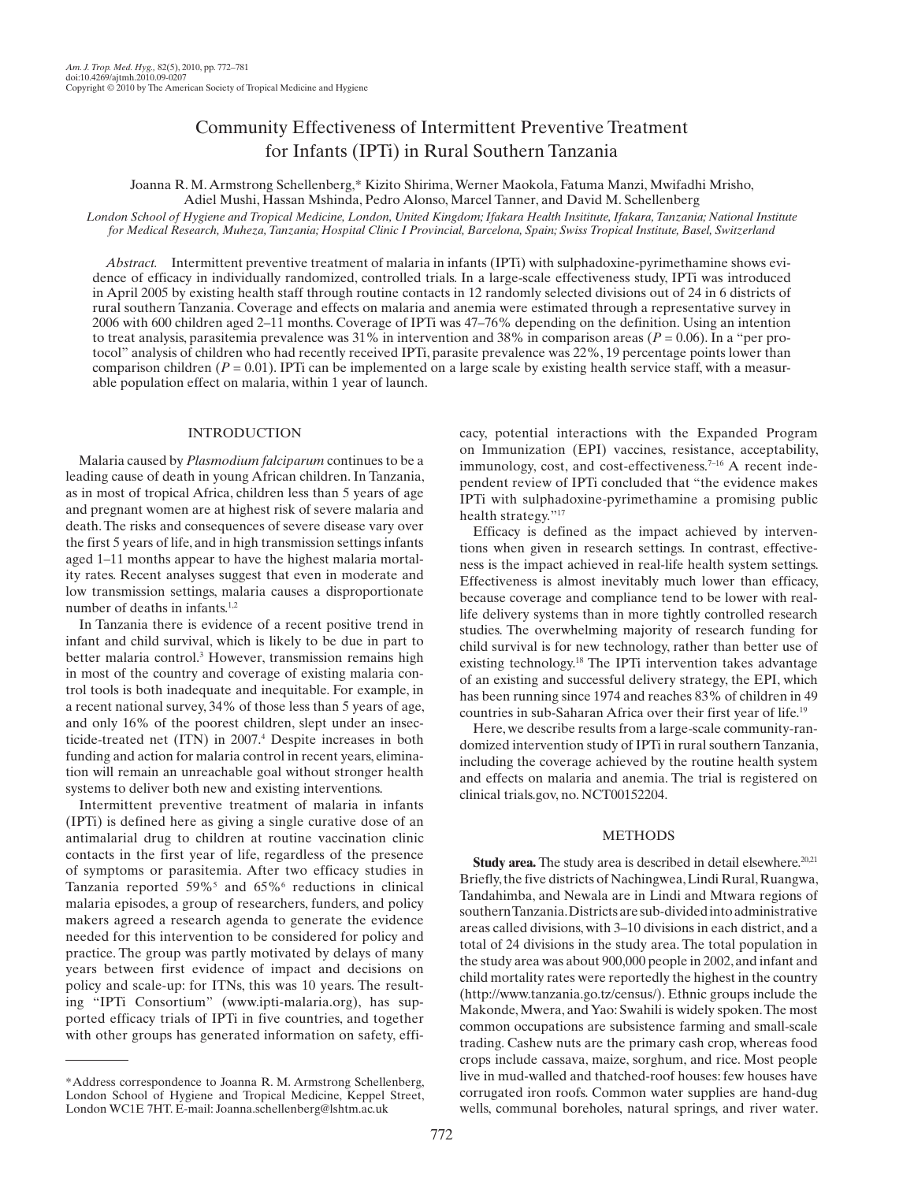Am. J. Trop. Med. Hyg., 82(5), 2010, pp. 772–781
doi:10.4269/ajtmh.2010.09-0207
Copyright © 2010 by The American Society of Tropical Medicine and Hygiene

# Community Effectiveness of Intermittent Preventive Treatment for Infants (IPTi) in Rural Southern Tanzania

Joanna R. M. Armstrong Schellenberg,* Kizito Shirima, Werner Maokola, Fatuma Manzi, Mwifadhi Mrisho, Adiel Mushi, Hassan Mshinda, Pedro Alonso, Marcel Tanner, and David M. Schellenberg

*London School of Hygiene and Tropical Medicine, London, United Kingdom; Ifakara Health Insititute, Ifakara, Tanzania; National Institute for Medical Research, Muheza, Tanzania; Hospital Clinic I Provincial, Barcelona, Spain; Swiss Tropical Institute, Basel, Switzerland*

*Abstract.* Intermittent preventive treatment of malaria in infants (IPTi) with sulphadoxine-pyrimethamine shows evidence of efficacy in individually randomized, controlled trials. In a large-scale effectiveness study, IPTi was introduced in April 2005 by existing health staff through routine contacts in 12 randomly selected divisions out of 24 in 6 districts of rural southern Tanzania. Coverage and effects on malaria and anemia were estimated through a representative survey in 2006 with 600 children aged 2–11 months. Coverage of IPTi was 47–76% depending on the definition. Using an intention to treat analysis, parasitemia prevalence was 31% in intervention and 38% in comparison areas ($P = 0.06$). In a "per protocol" analysis of children who had recently received IPTi, parasite prevalence was 22%, 19 percentage points lower than comparison children ($P = 0.01$). IPTi can be implemented on a large scale by existing health service staff, with a measurable population effect on malaria, within 1 year of launch.

## INTRODUCTION

Malaria caused by *Plasmodium falciparum* continues to be a leading cause of death in young African children. In Tanzania, as in most of tropical Africa, children less than 5 years of age and pregnant women are at highest risk of severe malaria and death. The risks and consequences of severe disease vary over the first 5 years of life, and in high transmission settings infants aged 1–11 months appear to have the highest malaria mortality rates. Recent analyses suggest that even in moderate and low transmission settings, malaria causes a disproportionate number of deaths in infants.[1,2]

In Tanzania there is evidence of a recent positive trend in infant and child survival, which is likely to be due in part to better malaria control.[3] However, transmission remains high in most of the country and coverage of existing malaria control tools is both inadequate and inequitable. For example, in a recent national survey, 34% of those less than 5 years of age, and only 16% of the poorest children, slept under an insecticide-treated net (ITN) in 2007.[4] Despite increases in both funding and action for malaria control in recent years, elimination will remain an unreachable goal without stronger health systems to deliver both new and existing interventions.

Intermittent preventive treatment of malaria in infants (IPTi) is defined here as giving a single curative dose of an antimalarial drug to children at routine vaccination clinic contacts in the first year of life, regardless of the presence of symptoms or parasitemia. After two efficacy studies in Tanzania reported 59%[5] and 65%[6] reductions in clinical malaria episodes, a group of researchers, funders, and policy makers agreed a research agenda to generate the evidence needed for this intervention to be considered for policy and practice. The group was partly motivated by delays of many years between first evidence of impact and decisions on policy and scale-up: for ITNs, this was 10 years. The resulting "IPTi Consortium" (www.ipti-malaria.org), has supported efficacy trials of IPTi in five countries, and together with other groups has generated information on safety, efficacy, potential interactions with the Expanded Program on Immunization (EPI) vaccines, resistance, acceptability, immunology, cost, and cost-effectiveness.[7–16] A recent independent review of IPTi concluded that "the evidence makes IPTi with sulphadoxine-pyrimethamine a promising public health strategy."[17]

Efficacy is defined as the impact achieved by interventions when given in research settings. In contrast, effectiveness is the impact achieved in real-life health system settings. Effectiveness is almost inevitably much lower than efficacy, because coverage and compliance tend to be lower with real-life delivery systems than in more tightly controlled research studies. The overwhelming majority of research funding for child survival is for new technology, rather than better use of existing technology.[18] The IPTi intervention takes advantage of an existing and successful delivery strategy, the EPI, which has been running since 1974 and reaches 83% of children in 49 countries in sub-Saharan Africa over their first year of life.[19]

Here, we describe results from a large-scale community-randomized intervention study of IPTi in rural southern Tanzania, including the coverage achieved by the routine health system and effects on malaria and anemia. The trial is registered on clinical trials.gov, no. NCT00152204.

## METHODS

**Study area.** The study area is described in detail elsewhere.[20,21] Briefly, the five districts of Nachingwea, Lindi Rural, Ruangwa, Tandahimba, and Newala are in Lindi and Mtwara regions of southern Tanzania. Districts are sub-divided into administrative areas called divisions, with 3–10 divisions in each district, and a total of 24 divisions in the study area. The total population in the study area was about 900,000 people in 2002, and infant and child mortality rates were reportedly the highest in the country (http://www.tanzania.go.tz/census/). Ethnic groups include the Makonde, Mwera, and Yao: Swahili is widely spoken. The most common occupations are subsistence farming and small-scale trading. Cashew nuts are the primary cash crop, whereas food crops include cassava, maize, sorghum, and rice. Most people live in mud-walled and thatched-roof houses: few houses have corrugated iron roofs. Common water supplies are hand-dug wells, communal boreholes, natural springs, and river water.

*Address correspondence to Joanna R. M. Armstrong Schellenberg, London School of Hygiene and Tropical Medicine, Keppel Street, London WC1E 7HT. E-mail: Joanna.schellenberg@lshtm.ac.uk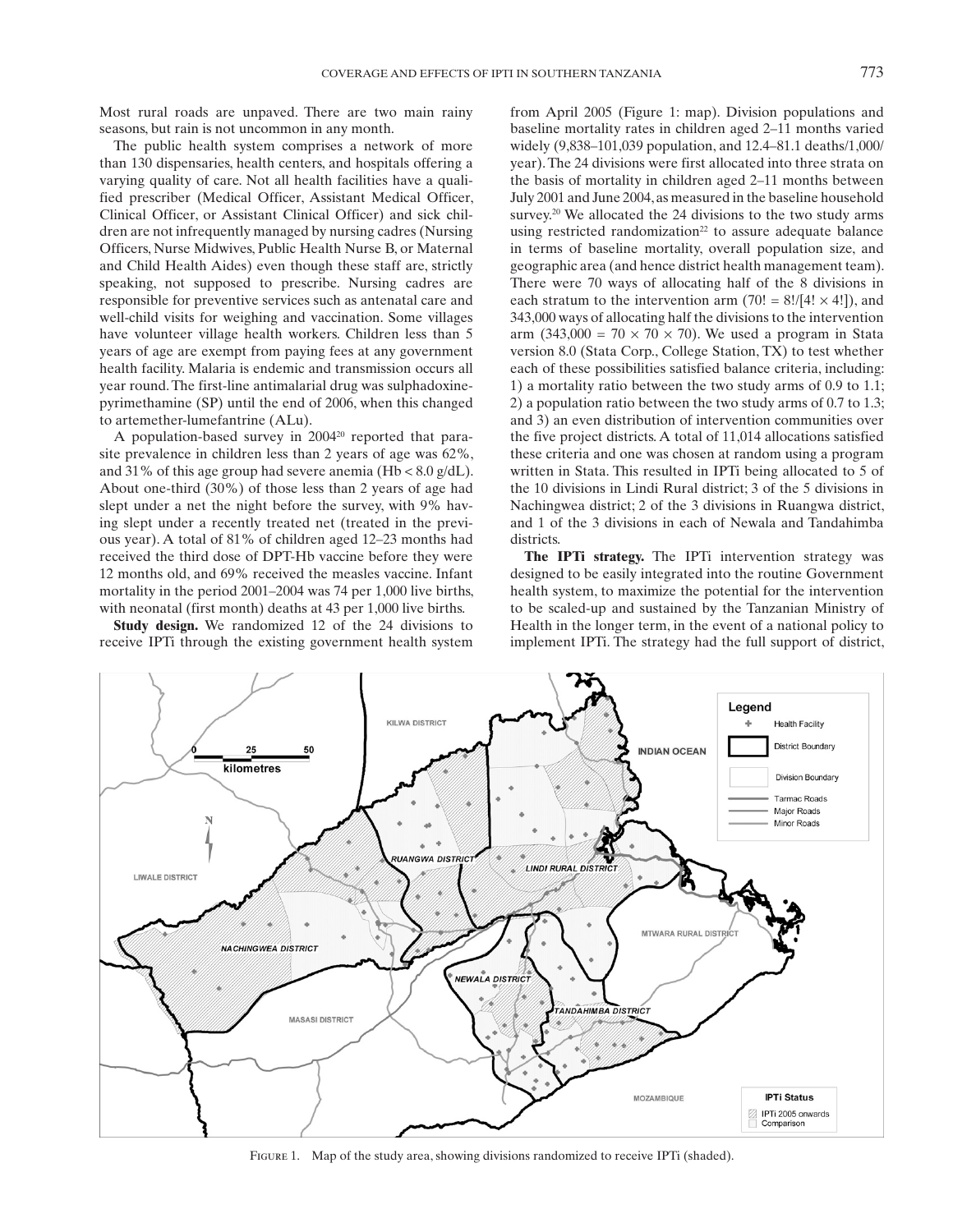Most rural roads are unpaved. There are two main rainy seasons, but rain is not uncommon in any month.

The public health system comprises a network of more than 130 dispensaries, health centers, and hospitals offering a varying quality of care. Not all health facilities have a qualified prescriber (Medical Officer, Assistant Medical Officer, Clinical Officer, or Assistant Clinical Officer) and sick children are not infrequently managed by nursing cadres (Nursing Officers, Nurse Midwives, Public Health Nurse B, or Maternal and Child Health Aides) even though these staff are, strictly speaking, not supposed to prescribe. Nursing cadres are responsible for preventive services such as antenatal care and well-child visits for weighing and vaccination. Some villages have volunteer village health workers. Children less than 5 years of age are exempt from paying fees at any government health facility. Malaria is endemic and transmission occurs all year round. The first-line antimalarial drug was sulphadoxine-pyrimethamine (SP) until the end of 2006, when this changed to artemether-lumefantrine (ALu).

A population-based survey in 2004[20] reported that parasite prevalence in children less than 2 years of age was 62%, and 31% of this age group had severe anemia (Hb < 8.0 g/dL). About one-third (30%) of those less than 2 years of age had slept under a net the night before the survey, with 9% having slept under a recently treated net (treated in the previous year). A total of 81% of children aged 12–23 months had received the third dose of DPT-Hb vaccine before they were 12 months old, and 69% received the measles vaccine. Infant mortality in the period 2001–2004 was 74 per 1,000 live births, with neonatal (first month) deaths at 43 per 1,000 live births.

**Study design.** We randomized 12 of the 24 divisions to receive IPTi through the existing government health system from April 2005 (Figure 1: map). Division populations and baseline mortality rates in children aged 2–11 months varied widely (9,838–101,039 population, and 12.4–81.1 deaths/1,000/year). The 24 divisions were first allocated into three strata on the basis of mortality in children aged 2–11 months between July 2001 and June 2004, as measured in the baseline household survey.[20] We allocated the 24 divisions to the two study arms using restricted randomization[22] to assure adequate balance in terms of baseline mortality, overall population size, and geographic area (and hence district health management team). There were 70 ways of allocating half of the 8 divisions in each stratum to the intervention arm ($70! = 8!/[4! \times 4!]$), and 343,000 ways of allocating half the divisions to the intervention arm ($343{,}000 = 70 \times 70 \times 70$). We used a program in Stata version 8.0 (Stata Corp., College Station, TX) to test whether each of these possibilities satisfied balance criteria, including: 1) a mortality ratio between the two study arms of 0.9 to 1.1; 2) a population ratio between the two study arms of 0.7 to 1.3; and 3) an even distribution of intervention communities over the five project districts. A total of 11,014 allocations satisfied these criteria and one was chosen at random using a program written in Stata. This resulted in IPTi being allocated to 5 of the 10 divisions in Lindi Rural district; 3 of the 5 divisions in Nachingwea district; 2 of the 3 divisions in Ruangwa district, and 1 of the 3 divisions in each of Newala and Tandahimba districts.

**The IPTi strategy.** The IPTi intervention strategy was designed to be easily integrated into the routine Government health system, to maximize the potential for the intervention to be scaled-up and sustained by the Tanzanian Ministry of Health in the longer term, in the event of a national policy to implement IPTi. The strategy had the full support of district,

FIGURE 1. Map of the study area, showing divisions randomized to receive IPTi (shaded).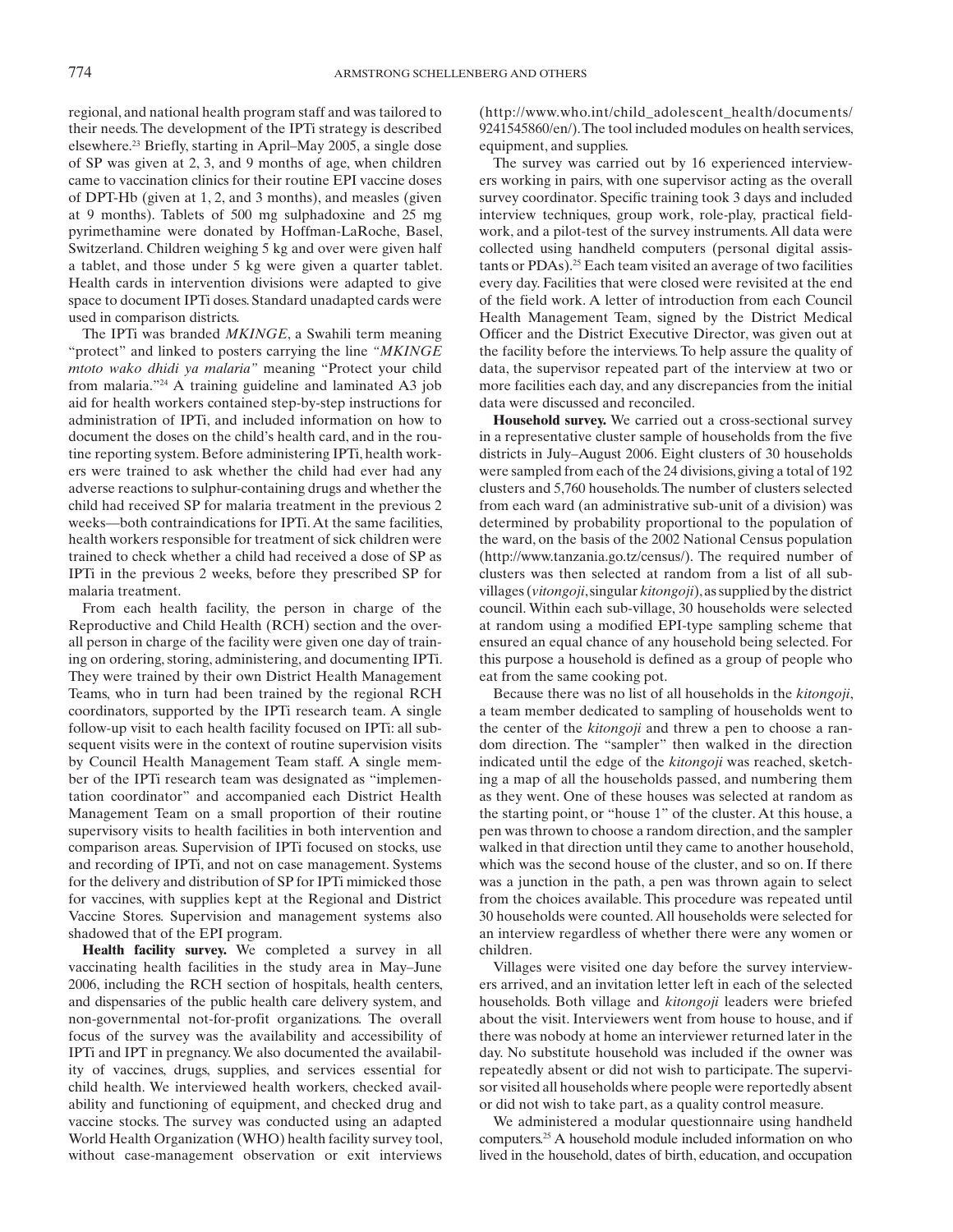regional, and national health program staff and was tailored to their needs. The development of the IPTi strategy is described elsewhere.[23] Briefly, starting in April–May 2005, a single dose of SP was given at 2, 3, and 9 months of age, when children came to vaccination clinics for their routine EPI vaccine doses of DPT-Hb (given at 1, 2, and 3 months), and measles (given at 9 months). Tablets of 500 mg sulphadoxine and 25 mg pyrimethamine were donated by Hoffman-LaRoche, Basel, Switzerland. Children weighing 5 kg and over were given half a tablet, and those under 5 kg were given a quarter tablet. Health cards in intervention divisions were adapted to give space to document IPTi doses. Standard unadapted cards were used in comparison districts.

The IPTi was branded *MKINGE*, a Swahili term meaning "protect" and linked to posters carrying the line *"MKINGE mtoto wako dhidi ya malaria"* meaning "Protect your child from malaria."[24] A training guideline and laminated A3 job aid for health workers contained step-by-step instructions for administration of IPTi, and included information on how to document the doses on the child's health card, and in the routine reporting system. Before administering IPTi, health workers were trained to ask whether the child had ever had any adverse reactions to sulphur-containing drugs and whether the child had received SP for malaria treatment in the previous 2 weeks—both contraindications for IPTi. At the same facilities, health workers responsible for treatment of sick children were trained to check whether a child had received a dose of SP as IPTi in the previous 2 weeks, before they prescribed SP for malaria treatment.

From each health facility, the person in charge of the Reproductive and Child Health (RCH) section and the overall person in charge of the facility were given one day of training on ordering, storing, administering, and documenting IPTi. They were trained by their own District Health Management Teams, who in turn had been trained by the regional RCH coordinators, supported by the IPTi research team. A single follow-up visit to each health facility focused on IPTi: all subsequent visits were in the context of routine supervision visits by Council Health Management Team staff. A single member of the IPTi research team was designated as "implementation coordinator" and accompanied each District Health Management Team on a small proportion of their routine supervisory visits to health facilities in both intervention and comparison areas. Supervision of IPTi focused on stocks, use and recording of IPTi, and not on case management. Systems for the delivery and distribution of SP for IPTi mimicked those for vaccines, with supplies kept at the Regional and District Vaccine Stores. Supervision and management systems also shadowed that of the EPI program.

**Health facility survey.** We completed a survey in all vaccinating health facilities in the study area in May–June 2006, including the RCH section of hospitals, health centers, and dispensaries of the public health care delivery system, and non-governmental not-for-profit organizations. The overall focus of the survey was the availability and accessibility of IPTi and IPT in pregnancy. We also documented the availability of vaccines, drugs, supplies, and services essential for child health. We interviewed health workers, checked availability and functioning of equipment, and checked drug and vaccine stocks. The survey was conducted using an adapted World Health Organization (WHO) health facility survey tool, without case-management observation or exit interviews (http://www.who.int/child_adolescent_health/documents/9241545860/en/). The tool included modules on health services, equipment, and supplies.

The survey was carried out by 16 experienced interviewers working in pairs, with one supervisor acting as the overall survey coordinator. Specific training took 3 days and included interview techniques, group work, role-play, practical fieldwork, and a pilot-test of the survey instruments. All data were collected using handheld computers (personal digital assistants or PDAs).[25] Each team visited an average of two facilities every day. Facilities that were closed were revisited at the end of the field work. A letter of introduction from each Council Health Management Team, signed by the District Medical Officer and the District Executive Director, was given out at the facility before the interviews. To help assure the quality of data, the supervisor repeated part of the interview at two or more facilities each day, and any discrepancies from the initial data were discussed and reconciled.

**Household survey.** We carried out a cross-sectional survey in a representative cluster sample of households from the five districts in July–August 2006. Eight clusters of 30 households were sampled from each of the 24 divisions, giving a total of 192 clusters and 5,760 households. The number of clusters selected from each ward (an administrative sub-unit of a division) was determined by probability proportional to the population of the ward, on the basis of the 2002 National Census population (http://www.tanzania.go.tz/census/). The required number of clusters was then selected at random from a list of all sub-villages (*vitongoji*, singular *kitongoji*), as supplied by the district council. Within each sub-village, 30 households were selected at random using a modified EPI-type sampling scheme that ensured an equal chance of any household being selected. For this purpose a household is defined as a group of people who eat from the same cooking pot.

Because there was no list of all households in the *kitongoji*, a team member dedicated to sampling of households went to the center of the *kitongoji* and threw a pen to choose a random direction. The "sampler" then walked in the direction indicated until the edge of the *kitongoji* was reached, sketching a map of all the households passed, and numbering them as they went. One of these houses was selected at random as the starting point, or "house 1" of the cluster. At this house, a pen was thrown to choose a random direction, and the sampler walked in that direction until they came to another household, which was the second house of the cluster, and so on. If there was a junction in the path, a pen was thrown again to select from the choices available. This procedure was repeated until 30 households were counted. All households were selected for an interview regardless of whether there were any women or children.

Villages were visited one day before the survey interviewers arrived, and an invitation letter left in each of the selected households. Both village and *kitongoji* leaders were briefed about the visit. Interviewers went from house to house, and if there was nobody at home an interviewer returned later in the day. No substitute household was included if the owner was repeatedly absent or did not wish to participate. The supervisor visited all households where people were reportedly absent or did not wish to take part, as a quality control measure.

We administered a modular questionnaire using handheld computers.[25] A household module included information on who lived in the household, dates of birth, education, and occupation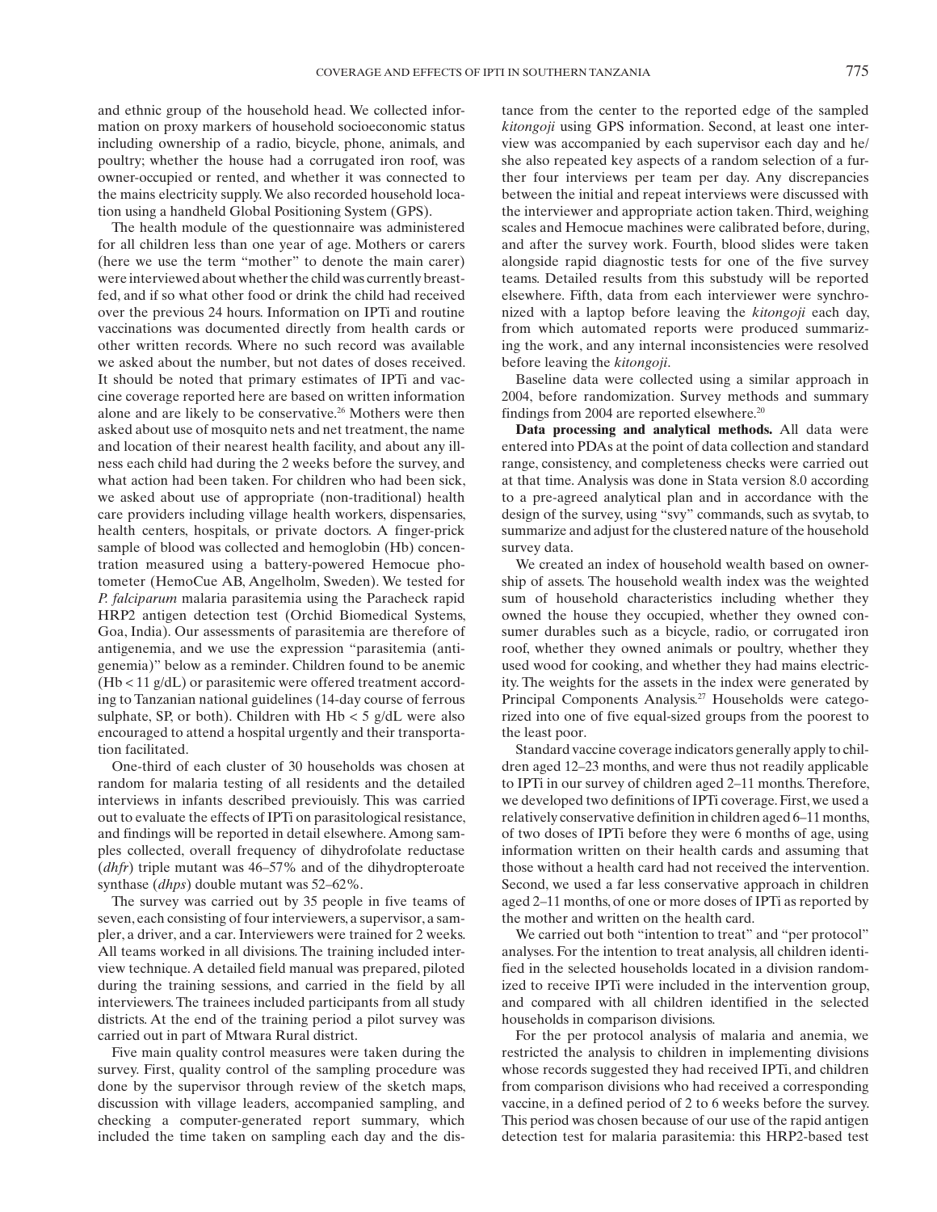and ethnic group of the household head. We collected information on proxy markers of household socioeconomic status including ownership of a radio, bicycle, phone, animals, and poultry; whether the house had a corrugated iron roof, was owner-occupied or rented, and whether it was connected to the mains electricity supply. We also recorded household location using a handheld Global Positioning System (GPS).

The health module of the questionnaire was administered for all children less than one year of age. Mothers or carers (here we use the term "mother" to denote the main carer) were interviewed about whether the child was currently breastfed, and if so what other food or drink the child had received over the previous 24 hours. Information on IPTi and routine vaccinations was documented directly from health cards or other written records. Where no such record was available we asked about the number, but not dates of doses received. It should be noted that primary estimates of IPTi and vaccine coverage reported here are based on written information alone and are likely to be conservative.[26] Mothers were then asked about use of mosquito nets and net treatment, the name and location of their nearest health facility, and about any illness each child had during the 2 weeks before the survey, and what action had been taken. For children who had been sick, we asked about use of appropriate (non-traditional) health care providers including village health workers, dispensaries, health centers, hospitals, or private doctors. A finger-prick sample of blood was collected and hemoglobin (Hb) concentration measured using a battery-powered Hemocue photometer (HemoCue AB, Angelholm, Sweden). We tested for *P. falciparum* malaria parasitemia using the Paracheck rapid HRP2 antigen detection test (Orchid Biomedical Systems, Goa, India). Our assessments of parasitemia are therefore of antigenemia, and we use the expression "parasitemia (antigenemia)" below as a reminder. Children found to be anemic (Hb < 11 g/dL) or parasitemic were offered treatment according to Tanzanian national guidelines (14-day course of ferrous sulphate, SP, or both). Children with Hb < 5 g/dL were also encouraged to attend a hospital urgently and their transportation facilitated.

One-third of each cluster of 30 households was chosen at random for malaria testing of all residents and the detailed interviews in infants described previouisly. This was carried out to evaluate the effects of IPTi on parasitological resistance, and findings will be reported in detail elsewhere. Among samples collected, overall frequency of dihydrofolate reductase (*dhfr*) triple mutant was 46–57% and of the dihydropteroate synthase (*dhps*) double mutant was 52–62%.

The survey was carried out by 35 people in five teams of seven, each consisting of four interviewers, a supervisor, a sampler, a driver, and a car. Interviewers were trained for 2 weeks. All teams worked in all divisions. The training included interview technique. A detailed field manual was prepared, piloted during the training sessions, and carried in the field by all interviewers. The trainees included participants from all study districts. At the end of the training period a pilot survey was carried out in part of Mtwara Rural district.

Five main quality control measures were taken during the survey. First, quality control of the sampling procedure was done by the supervisor through review of the sketch maps, discussion with village leaders, accompanied sampling, and checking a computer-generated report summary, which included the time taken on sampling each day and the distance from the center to the reported edge of the sampled *kitongoji* using GPS information. Second, at least one interview was accompanied by each supervisor each day and he/she also repeated key aspects of a random selection of a further four interviews per team per day. Any discrepancies between the initial and repeat interviews were discussed with the interviewer and appropriate action taken. Third, weighing scales and Hemocue machines were calibrated before, during, and after the survey work. Fourth, blood slides were taken alongside rapid diagnostic tests for one of the five survey teams. Detailed results from this substudy will be reported elsewhere. Fifth, data from each interviewer were synchronized with a laptop before leaving the *kitongoji* each day, from which automated reports were produced summarizing the work, and any internal inconsistencies were resolved before leaving the *kitongoji*.

Baseline data were collected using a similar approach in 2004, before randomization. Survey methods and summary findings from 2004 are reported elsewhere.[20]

**Data processing and analytical methods.** All data were entered into PDAs at the point of data collection and standard range, consistency, and completeness checks were carried out at that time. Analysis was done in Stata version 8.0 according to a pre-agreed analytical plan and in accordance with the design of the survey, using "svy" commands, such as svytab, to summarize and adjust for the clustered nature of the household survey data.

We created an index of household wealth based on ownership of assets. The household wealth index was the weighted sum of household characteristics including whether they owned the house they occupied, whether they owned consumer durables such as a bicycle, radio, or corrugated iron roof, whether they owned animals or poultry, whether they used wood for cooking, and whether they had mains electricity. The weights for the assets in the index were generated by Principal Components Analysis.[27] Households were categorized into one of five equal-sized groups from the poorest to the least poor.

Standard vaccine coverage indicators generally apply to children aged 12–23 months, and were thus not readily applicable to IPTi in our survey of children aged 2–11 months. Therefore, we developed two definitions of IPTi coverage. First, we used a relatively conservative definition in children aged 6–11 months, of two doses of IPTi before they were 6 months of age, using information written on their health cards and assuming that those without a health card had not received the intervention. Second, we used a far less conservative approach in children aged 2–11 months, of one or more doses of IPTi as reported by the mother and written on the health card.

We carried out both "intention to treat" and "per protocol" analyses. For the intention to treat analysis, all children identified in the selected households located in a division randomized to receive IPTi were included in the intervention group, and compared with all children identified in the selected households in comparison divisions.

For the per protocol analysis of malaria and anemia, we restricted the analysis to children in implementing divisions whose records suggested they had received IPTi, and children from comparison divisions who had received a corresponding vaccine, in a defined period of 2 to 6 weeks before the survey. This period was chosen because of our use of the rapid antigen detection test for malaria parasitemia: this HRP2-based test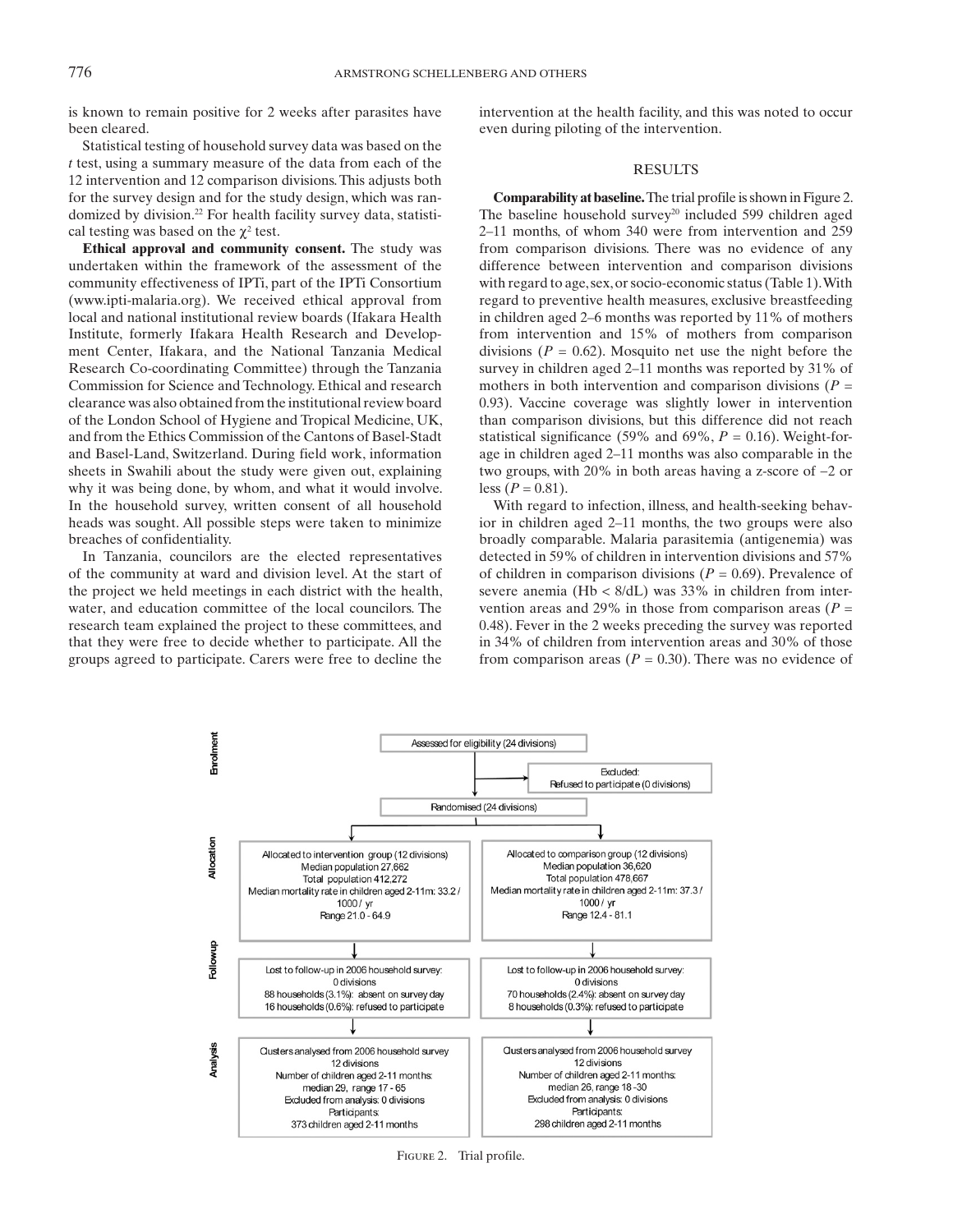is known to remain positive for 2 weeks after parasites have been cleared.

Statistical testing of household survey data was based on the *t* test, using a summary measure of the data from each of the 12 intervention and 12 comparison divisions. This adjusts both for the survey design and for the study design, which was randomized by division.[22] For health facility survey data, statistical testing was based on the $\chi^2$ test.

**Ethical approval and community consent.** The study was undertaken within the framework of the assessment of the community effectiveness of IPTi, part of the IPTi Consortium (www.ipti-malaria.org). We received ethical approval from local and national institutional review boards (Ifakara Health Institute, formerly Ifakara Health Research and Development Center, Ifakara, and the National Tanzania Medical Research Co-coordinating Committee) through the Tanzania Commission for Science and Technology. Ethical and research clearance was also obtained from the institutional review board of the London School of Hygiene and Tropical Medicine, UK, and from the Ethics Commission of the Cantons of Basel-Stadt and Basel-Land, Switzerland. During field work, information sheets in Swahili about the study were given out, explaining why it was being done, by whom, and what it would involve. In the household survey, written consent of all household heads was sought. All possible steps were taken to minimize breaches of confidentiality.

In Tanzania, councilors are the elected representatives of the community at ward and division level. At the start of the project we held meetings in each district with the health, water, and education committee of the local councilors. The research team explained the project to these committees, and that they were free to decide whether to participate. All the groups agreed to participate. Carers were free to decline the intervention at the health facility, and this was noted to occur even during piloting of the intervention.

## RESULTS

**Comparability at baseline.** The trial profile is shown in Figure 2. The baseline household survey[20] included 599 children aged 2–11 months, of whom 340 were from intervention and 259 from comparison divisions. There was no evidence of any difference between intervention and comparison divisions with regard to age, sex, or socio-economic status (Table 1). With regard to preventive health measures, exclusive breastfeeding in children aged 2–6 months was reported by 11% of mothers from intervention and 15% of mothers from comparison divisions ($P = 0.62$). Mosquito net use the night before the survey in children aged 2–11 months was reported by 31% of mothers in both intervention and comparison divisions ($P = 0.93$). Vaccine coverage was slightly lower in intervention than comparison divisions, but this difference did not reach statistical significance (59% and 69%, $P = 0.16$). Weight-for-age in children aged 2–11 months was also comparable in the two groups, with 20% in both areas having a z-score of –2 or less ($P = 0.81$).

With regard to infection, illness, and health-seeking behavior in children aged 2–11 months, the two groups were also broadly comparable. Malaria parasitemia (antigenemia) was detected in 59% of children in intervention divisions and 57% of children in comparison divisions ($P = 0.69$). Prevalence of severe anemia (Hb < 8/dL) was 33% in children from intervention areas and 29% in those from comparison areas ($P = 0.48$). Fever in the 2 weeks preceding the survey was reported in 34% of children from intervention areas and 30% of those from comparison areas ($P = 0.30$). There was no evidence of

**Enrolment**

Assessed for eligibility (24 divisions)

Excluded: Refused to participate (0 divisions)

Randomised (24 divisions)

**Allocation**

| Intervention | Comparison |
|---|---|
| Allocated to intervention group (12 divisions)<br>Median population 27,662<br>Total population 412,272<br>Median mortality rate in children aged 2-11m: 33.2 / 1000 / yr<br>Range 21.0 - 64.9 | Allocated to comparison group (12 divisions)<br>Median population 36,620<br>Total population 478,667<br>Median mortality rate in children aged 2-11m: 37.3 / 1000 / yr<br>Range 12.4 - 81.1 |

**Followup**

| Intervention | Comparison |
|---|---|
| Lost to follow-up in 2006 household survey:<br>0 divisions<br>88 households (3.1%): absent on survey day<br>16 households (0.6%): refused to participate | Lost to follow-up in 2006 household survey:<br>0 divisions<br>70 households (2.4%): absent on survey day<br>8 households (0.3%): refused to participate |

**Analysis**

| Intervention | Comparison |
|---|---|
| Clusters analysed from 2006 household survey<br>12 divisions<br>Number of children aged 2-11 months:<br>median 29, range 17 - 65<br>Excluded from analysis: 0 divisions<br>Participants:<br>373 children aged 2-11 months | Clusters analysed from 2006 household survey<br>12 divisions<br>Number of children aged 2-11 months:<br>median 26, range 18 -30<br>Excluded from analysis: 0 divisions<br>Participants:<br>298 children aged 2-11 months |

FIGURE 2. Trial profile.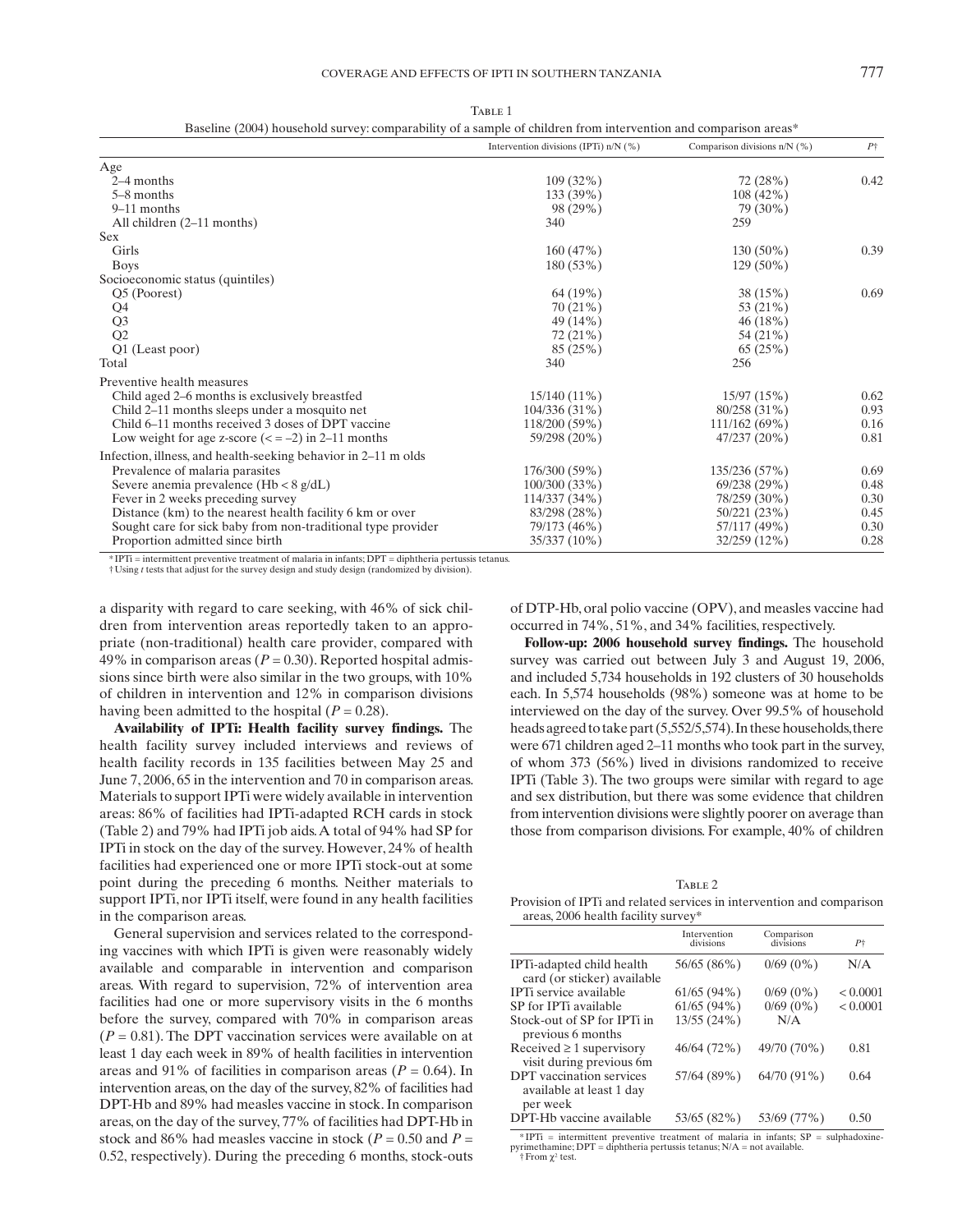Table 1

Baseline (2004) household survey: comparability of a sample of children from intervention and comparison areas*

| | Intervention divisions (IPTi) n/N (%) | Comparison divisions n/N (%) | P† |
|---|---|---|---|
| Age | | | |
| 2–4 months | 109 (32%) | 72 (28%) | 0.42 |
| 5–8 months | 133 (39%) | 108 (42%) | |
| 9–11 months | 98 (29%) | 79 (30%) | |
| All children (2–11 months) | 340 | 259 | |
| Sex | | | |
| Girls | 160 (47%) | 130 (50%) | 0.39 |
| Boys | 180 (53%) | 129 (50%) | |
| Socioeconomic status (quintiles) | | | |
| Q5 (Poorest) | 64 (19%) | 38 (15%) | 0.69 |
| Q4 | 70 (21%) | 53 (21%) | |
| Q3 | 49 (14%) | 46 (18%) | |
| Q2 | 72 (21%) | 54 (21%) | |
| Q1 (Least poor) | 85 (25%) | 65 (25%) | |
| Total | 340 | 256 | |
| Preventive health measures | | | |
| Child aged 2–6 months is exclusively breastfed | 15/140 (11%) | 15/97 (15%) | 0.62 |
| Child 2–11 months sleeps under a mosquito net | 104/336 (31%) | 80/258 (31%) | 0.93 |
| Child 6–11 months received 3 doses of DPT vaccine | 118/200 (59%) | 111/162 (69%) | 0.16 |
| Low weight for age z-score (< = –2) in 2–11 months | 59/298 (20%) | 47/237 (20%) | 0.81 |
| Infection, illness, and health-seeking behavior in 2–11 m olds | | | |
| Prevalence of malaria parasites | 176/300 (59%) | 135/236 (57%) | 0.69 |
| Severe anemia prevalence (Hb < 8 g/dL) | 100/300 (33%) | 69/238 (29%) | 0.48 |
| Fever in 2 weeks preceding survey | 114/337 (34%) | 78/259 (30%) | 0.30 |
| Distance (km) to the nearest health facility 6 km or over | 83/298 (28%) | 50/221 (23%) | 0.45 |
| Sought care for sick baby from non-traditional type provider | 79/173 (46%) | 57/117 (49%) | 0.30 |
| Proportion admitted since birth | 35/337 (10%) | 32/259 (12%) | 0.28 |

*IPTi = intermittent preventive treatment of malaria in infants; DPT = diphtheria pertussis tetanus.
† Using *t* tests that adjust for the survey design and study design (randomized by division).

a disparity with regard to care seeking, with 46% of sick children from intervention areas reportedly taken to an appropriate (non-traditional) health care provider, compared with 49% in comparison areas ($P = 0.30$). Reported hospital admissions since birth were also similar in the two groups, with 10% of children in intervention and 12% in comparison divisions having been admitted to the hospital ($P = 0.28$).

**Availability of IPTi: Health facility survey findings.** The health facility survey included interviews and reviews of health facility records in 135 facilities between May 25 and June 7, 2006, 65 in the intervention and 70 in comparison areas. Materials to support IPTi were widely available in intervention areas: 86% of facilities had IPTi-adapted RCH cards in stock (Table 2) and 79% had IPTi job aids. A total of 94% had SP for IPTi in stock on the day of the survey. However, 24% of health facilities had experienced one or more IPTi stock-out at some point during the preceding 6 months. Neither materials to support IPTi, nor IPTi itself, were found in any health facilities in the comparison areas.

General supervision and services related to the corresponding vaccines with which IPTi is given were reasonably widely available and comparable in intervention and comparison areas. With regard to supervision, 72% of intervention area facilities had one or more supervisory visits in the 6 months before the survey, compared with 70% in comparison areas ($P = 0.81$). The DPT vaccination services were available on at least 1 day each week in 89% of health facilities in intervention areas and 91% of facilities in comparison areas ($P = 0.64$). In intervention areas, on the day of the survey, 82% of facilities had DPT-Hb and 89% had measles vaccine in stock. In comparison areas, on the day of the survey, 77% of facilities had DPT-Hb in stock and 86% had measles vaccine in stock ($P = 0.50$ and $P = 0.52$, respectively). During the preceding 6 months, stock-outs of DTP-Hb, oral polio vaccine (OPV), and measles vaccine had occurred in 74%, 51%, and 34% facilities, respectively.

**Follow-up: 2006 household survey findings.** The household survey was carried out between July 3 and August 19, 2006, and included 5,734 households in 192 clusters of 30 households each. In 5,574 households (98%) someone was at home to be interviewed on the day of the survey. Over 99.5% of household heads agreed to take part (5,552/5,574). In these households, there were 671 children aged 2–11 months who took part in the survey, of whom 373 (56%) lived in divisions randomized to receive IPTi (Table 3). The two groups were similar with regard to age and sex distribution, but there was some evidence that children from intervention divisions were slightly poorer on average than those from comparison divisions. For example, 40% of children

Table 2

Provision of IPTi and related services in intervention and comparison areas, 2006 health facility survey*

| | Intervention divisions | Comparison divisions | P† |
|---|---|---|---|
| IPTi-adapted child health card (or sticker) available | 56/65 (86%) | 0/69 (0%) | N/A |
| IPTi service available | 61/65 (94%) | 0/69 (0%) | < 0.0001 |
| SP for IPTi available | 61/65 (94%) | 0/69 (0%) | < 0.0001 |
| Stock-out of SP for IPTi in previous 6 months | 13/55 (24%) | N/A | |
| Received ≥ 1 supervisory visit during previous 6m | 46/64 (72%) | 49/70 (70%) | 0.81 |
| DPT vaccination services available at least 1 day per week | 57/64 (89%) | 64/70 (91%) | 0.64 |
| DPT-Hb vaccine available | 53/65 (82%) | 53/69 (77%) | 0.50 |

*IPTi = intermittent preventive treatment of malaria in infants; SP = sulphadoxine-pyrimethamine; DPT = diphtheria pertussis tetanus; N/A = not available.
† From $\chi^2$ test.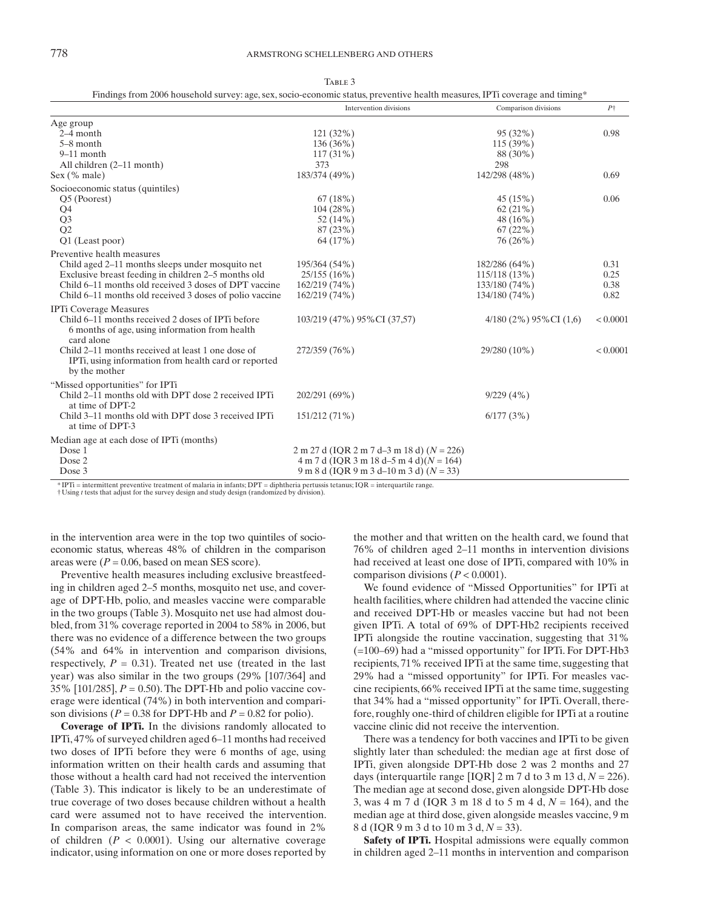Table 3

Findings from 2006 household survey: age, sex, socio-economic status, preventive health measures, IPTi coverage and timing*

| | Intervention divisions | Comparison divisions | P† |
|---|---|---|---|
| Age group | | | |
| 2–4 month | 121 (32%) | 95 (32%) | 0.98 |
| 5–8 month | 136 (36%) | 115 (39%) | |
| 9–11 month | 117 (31%) | 88 (30%) | |
| All children (2–11 month) | 373 | 298 | |
| Sex (% male) | 183/374 (49%) | 142/298 (48%) | 0.69 |
| Socioeconomic status (quintiles) | | | |
| Q5 (Poorest) | 67 (18%) | 45 (15%) | 0.06 |
| Q4 | 104 (28%) | 62 (21%) | |
| Q3 | 52 (14%) | 48 (16%) | |
| Q2 | 87 (23%) | 67 (22%) | |
| Q1 (Least poor) | 64 (17%) | 76 (26%) | |
| Preventive health measures | | | |
| Child aged 2–11 months sleeps under mosquito net | 195/364 (54%) | 182/286 (64%) | 0.31 |
| Exclusive breast feeding in children 2–5 months old | 25/155 (16%) | 115/118 (13%) | 0.25 |
| Child 6–11 months old received 3 doses of DPT vaccine | 162/219 (74%) | 133/180 (74%) | 0.38 |
| Child 6–11 months old received 3 doses of polio vaccine | 162/219 (74%) | 134/180 (74%) | 0.82 |
| IPTi Coverage Measures | | | |
| Child 6–11 months received 2 doses of IPTi before 6 months of age, using information from health card alone | 103/219 (47%) 95%CI (37,57) | 4/180 (2%) 95%CI (1,6) | < 0.0001 |
| Child 2–11 months received at least 1 one dose of IPTi, using information from health card or reported by the mother | 272/359 (76%) | 29/280 (10%) | < 0.0001 |
| "Missed opportunities" for IPTi | | | |
| Child 2–11 months old with DPT dose 2 received IPTi at time of DPT-2 | 202/291 (69%) | 9/229 (4%) | |
| Child 3–11 months old with DPT dose 3 received IPTi at time of DPT-3 | 151/212 (71%) | 6/177 (3%) | |
| Median age at each dose of IPTi (months) | | | |
| Dose 1 | 2 m 27 d (IQR 2 m 7 d–3 m 18 d) ($N = 226$) | | |
| Dose 2 | 4 m 7 d (IQR 3 m 18 d–5 m 4 d)($N = 164$) | | |
| Dose 3 | 9 m 8 d (IQR 9 m 3 d–10 m 3 d) ($N = 33$) | | |

* IPTi = intermittent preventive treatment of malaria in infants; DPT = diphtheria pertussis tetanus; IQR = interquartile range.
† Using *t* tests that adjust for the survey design and study design (randomized by division).

in the intervention area were in the top two quintiles of socioeconomic status, whereas 48% of children in the comparison areas were ($P = 0.06$, based on mean SES score).

Preventive health measures including exclusive breastfeeding in children aged 2–5 months, mosquito net use, and coverage of DPT-Hb, polio, and measles vaccine were comparable in the two groups (Table 3). Mosquito net use had almost doubled, from 31% coverage reported in 2004 to 58% in 2006, but there was no evidence of a difference between the two groups (54% and 64% in intervention and comparison divisions, respectively, $P = 0.31$). Treated net use (treated in the last year) was also similar in the two groups (29% [107/364] and 35% [101/285], $P = 0.50$). The DPT-Hb and polio vaccine coverage were identical (74%) in both intervention and comparison divisions ($P = 0.38$ for DPT-Hb and $P = 0.82$ for polio).

**Coverage of IPTi.** In the divisions randomly allocated to IPTi, 47% of surveyed children aged 6–11 months had received two doses of IPTi before they were 6 months of age, using information written on their health cards and assuming that those without a health card had not received the intervention (Table 3). This indicator is likely to be an underestimate of true coverage of two doses because children without a health card were assumed not to have received the intervention. In comparison areas, the same indicator was found in 2% of children ($P < 0.0001$). Using our alternative coverage indicator, using information on one or more doses reported by the mother and that written on the health card, we found that 76% of children aged 2–11 months in intervention divisions had received at least one dose of IPTi, compared with 10% in comparison divisions ($P < 0.0001$).

We found evidence of "Missed Opportunities" for IPTi at health facilities, where children had attended the vaccine clinic and received DPT-Hb or measles vaccine but had not been given IPTi. A total of 69% of DPT-Hb2 recipients received IPTi alongside the routine vaccination, suggesting that 31% (=100–69) had a "missed opportunity" for IPTi. For DPT-Hb3 recipients, 71% received IPTi at the same time, suggesting that 29% had a "missed opportunity" for IPTi. For measles vaccine recipients, 66% received IPTi at the same time, suggesting that 34% had a "missed opportunity" for IPTi. Overall, therefore, roughly one-third of children eligible for IPTi at a routine vaccine clinic did not receive the intervention.

There was a tendency for both vaccines and IPTi to be given slightly later than scheduled: the median age at first dose of IPTi, given alongside DPT-Hb dose 2 was 2 months and 27 days (interquartile range [IQR] 2 m 7 d to 3 m 13 d, $N = 226$). The median age at second dose, given alongside DPT-Hb dose 3, was 4 m 7 d (IQR 3 m 18 d to 5 m 4 d, $N = 164$), and the median age at third dose, given alongside measles vaccine, 9 m 8 d (IQR 9 m 3 d to 10 m 3 d, $N = 33$).

**Safety of IPTi.** Hospital admissions were equally common in children aged 2–11 months in intervention and comparison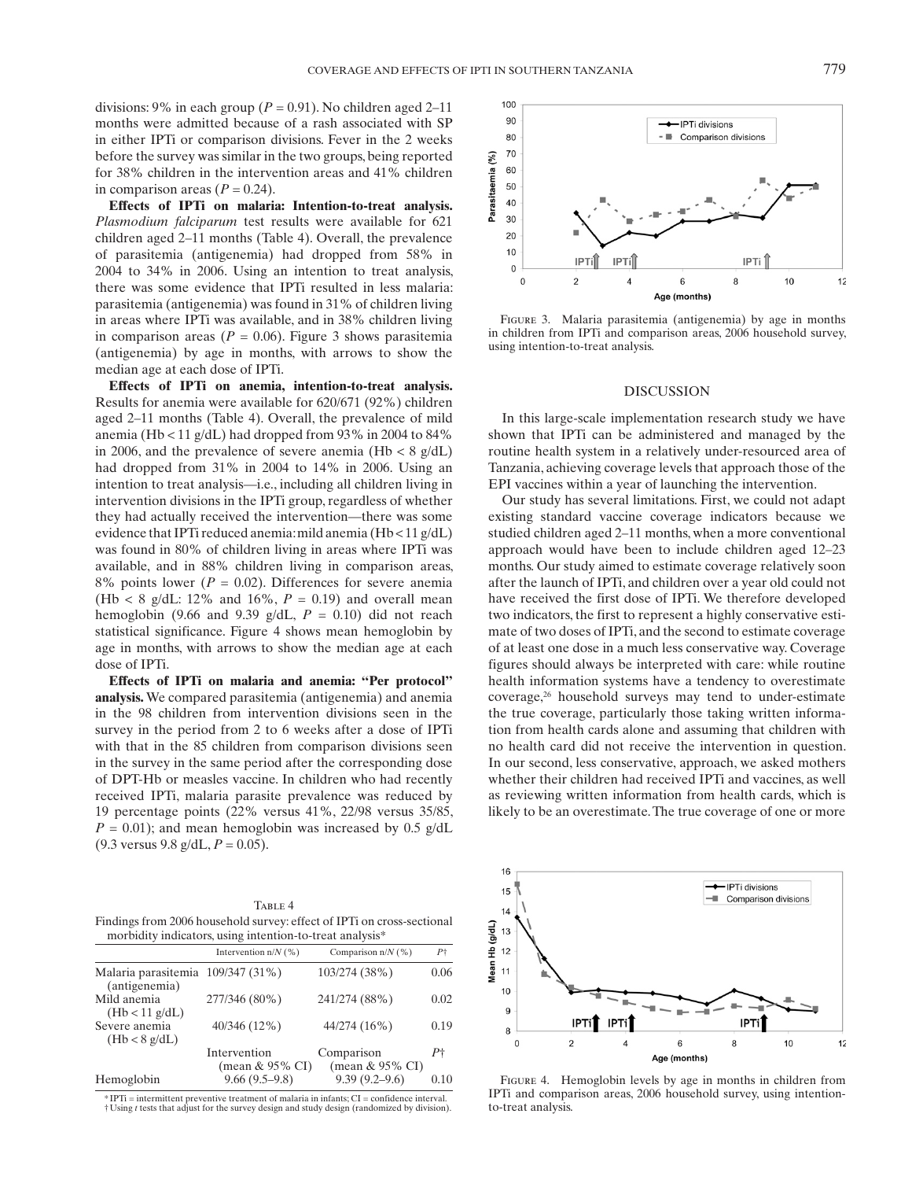divisions: 9% in each group ($P = 0.91$). No children aged 2–11 months were admitted because of a rash associated with SP in either IPTi or comparison divisions. Fever in the 2 weeks before the survey was similar in the two groups, being reported for 38% children in the intervention areas and 41% children in comparison areas ($P = 0.24$).

**Effects of IPTi on malaria: Intention-to-treat analysis.** *Plasmodium falciparum* test results were available for 621 children aged 2–11 months (Table 4). Overall, the prevalence of parasitemia (antigenemia) had dropped from 58% in 2004 to 34% in 2006. Using an intention to treat analysis, there was some evidence that IPTi resulted in less malaria: parasitemia (antigenemia) was found in 31% of children living in areas where IPTi was available, and in 38% children living in comparison areas ($P = 0.06$). Figure 3 shows parasitemia (antigenemia) by age in months, with arrows to show the median age at each dose of IPTi.

**Effects of IPTi on anemia, intention-to-treat analysis.** Results for anemia were available for 620/671 (92%) children aged 2–11 months (Table 4). Overall, the prevalence of mild anemia (Hb < 11 g/dL) had dropped from 93% in 2004 to 84% in 2006, and the prevalence of severe anemia (Hb < 8 g/dL) had dropped from 31% in 2004 to 14% in 2006. Using an intention to treat analysis—i.e., including all children living in intervention divisions in the IPTi group, regardless of whether they had actually received the intervention—there was some evidence that IPTi reduced anemia: mild anemia (Hb < 11 g/dL) was found in 80% of children living in areas where IPTi was available, and in 88% children living in comparison areas, 8% points lower ($P = 0.02$). Differences for severe anemia (Hb < 8 g/dL: 12% and 16%, $P = 0.19$) and overall mean hemoglobin (9.66 and 9.39 g/dL, $P = 0.10$) did not reach statistical significance. Figure 4 shows mean hemoglobin by age in months, with arrows to show the median age at each dose of IPTi.

**Effects of IPTi on malaria and anemia: "Per protocol" analysis.** We compared parasitemia (antigenemia) and anemia in the 98 children from intervention divisions seen in the survey in the period from 2 to 6 weeks after a dose of IPTi with that in the 85 children from comparison divisions seen in the survey in the same period after the corresponding dose of DPT-Hb or measles vaccine. In children who had recently received IPTi, malaria parasite prevalence was reduced by 19 percentage points (22% versus 41%, 22/98 versus 35/85, $P = 0.01$); and mean hemoglobin was increased by 0.5 g/dL (9.3 versus 9.8 g/dL, $P = 0.05$).

Table 4

Findings from 2006 household survey: effect of IPTi on cross-sectional morbidity indicators, using intention-to-treat analysis*

| | Intervention n/N (%) | Comparison n/N (%) | P† |
|---|---|---|---|
| Malaria parasitemia (antigenemia) | 109/347 (31%) | 103/274 (38%) | 0.06 |
| Mild anemia (Hb < 11 g/dL) | 277/346 (80%) | 241/274 (88%) | 0.02 |
| Severe anemia (Hb < 8 g/dL) | 40/346 (12%) | 44/274 (16%) | 0.19 |
| | Intervention (mean & 95% CI) | Comparison (mean & 95% CI) | P† |
| Hemoglobin | 9.66 (9.5–9.8) | 9.39 (9.2–9.6) | 0.10 |

* IPTi = intermittent preventive treatment of malaria in infants; CI = confidence interval.
† Using *t* tests that adjust for the survey design and study design (randomized by division).

Figure 3. Malaria parasitemia (antigenemia) by age in months in children from IPTi and comparison areas, 2006 household survey, using intention-to-treat analysis.

## DISCUSSION

In this large-scale implementation research study we have shown that IPTi can be administered and managed by the routine health system in a relatively under-resourced area of Tanzania, achieving coverage levels that approach those of the EPI vaccines within a year of launching the intervention.

Our study has several limitations. First, we could not adapt existing standard vaccine coverage indicators because we studied children aged 2–11 months, when a more conventional approach would have been to include children aged 12–23 months. Our study aimed to estimate coverage relatively soon after the launch of IPTi, and children over a year old could not have received the first dose of IPTi. We therefore developed two indicators, the first to represent a highly conservative estimate of two doses of IPTi, and the second to estimate coverage of at least one dose in a much less conservative way. Coverage figures should always be interpreted with care: while routine health information systems have a tendency to overestimate coverage,[26] household surveys may tend to under-estimate the true coverage, particularly those taking written information from health cards alone and assuming that children with no health card did not receive the intervention in question. In our second, less conservative, approach, we asked mothers whether their children had received IPTi and vaccines, as well as reviewing written information from health cards, which is likely to be an overestimate. The true coverage of one or more

Figure 4. Hemoglobin levels by age in months in children from IPTi and comparison areas, 2006 household survey, using intention-to-treat analysis.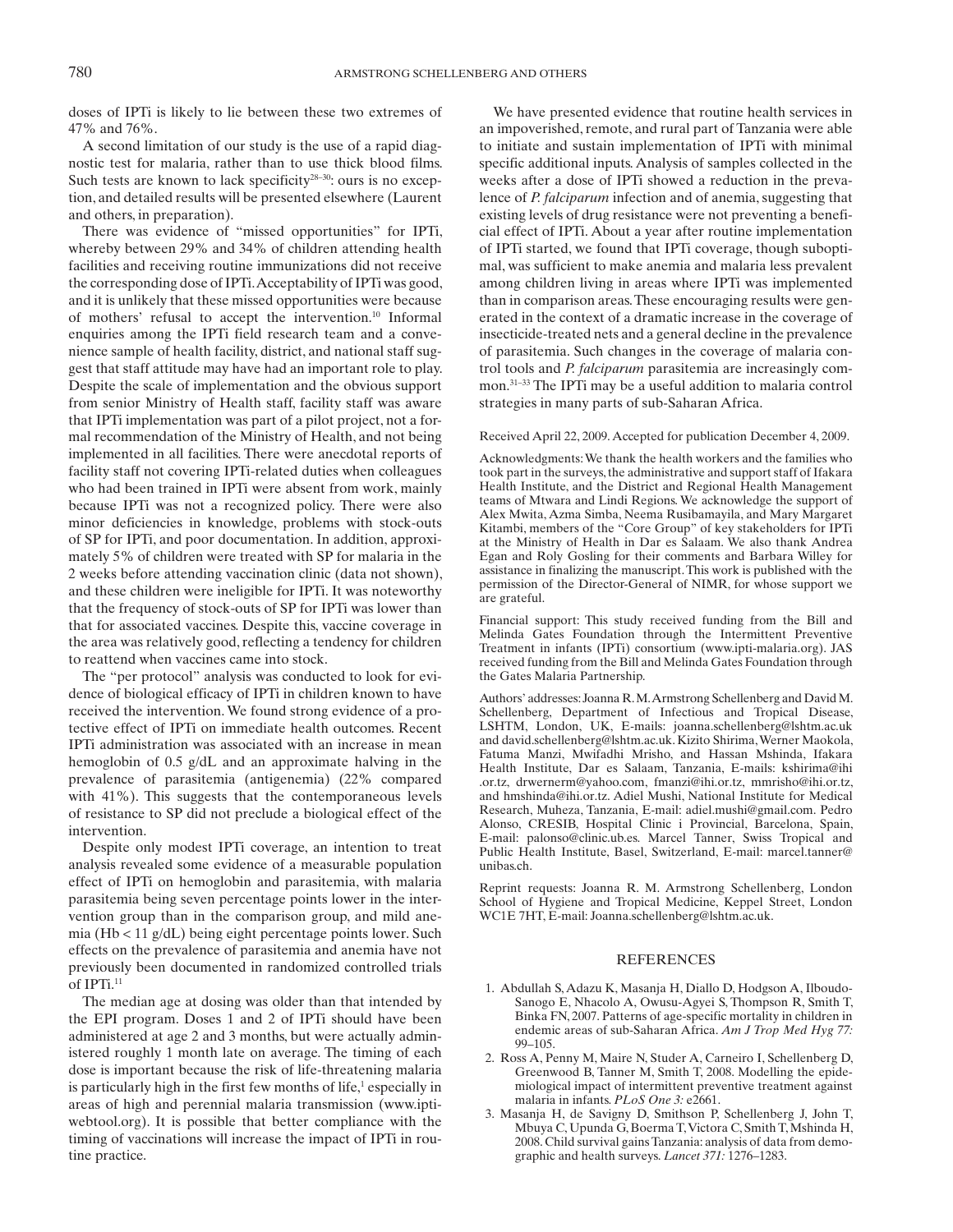doses of IPTi is likely to lie between these two extremes of 47% and 76%.

A second limitation of our study is the use of a rapid diagnostic test for malaria, rather than to use thick blood films. Such tests are known to lack specificity[28–30]: ours is no exception, and detailed results will be presented elsewhere (Laurent and others, in preparation).

There was evidence of "missed opportunities" for IPTi, whereby between 29% and 34% of children attending health facilities and receiving routine immunizations did not receive the corresponding dose of IPTi. Acceptability of IPTi was good, and it is unlikely that these missed opportunities were because of mothers' refusal to accept the intervention.[10] Informal enquiries among the IPTi field research team and a convenience sample of health facility, district, and national staff suggest that staff attitude may have had an important role to play. Despite the scale of implementation and the obvious support from senior Ministry of Health staff, facility staff was aware that IPTi implementation was part of a pilot project, not a formal recommendation of the Ministry of Health, and not being implemented in all facilities. There were anecdotal reports of facility staff not covering IPTi-related duties when colleagues who had been trained in IPTi were absent from work, mainly because IPTi was not a recognized policy. There were also minor deficiencies in knowledge, problems with stock-outs of SP for IPTi, and poor documentation. In addition, approximately 5% of children were treated with SP for malaria in the 2 weeks before attending vaccination clinic (data not shown), and these children were ineligible for IPTi. It was noteworthy that the frequency of stock-outs of SP for IPTi was lower than that for associated vaccines. Despite this, vaccine coverage in the area was relatively good, reflecting a tendency for children to reattend when vaccines came into stock.

The "per protocol" analysis was conducted to look for evidence of biological efficacy of IPTi in children known to have received the intervention. We found strong evidence of a protective effect of IPTi on immediate health outcomes. Recent IPTi administration was associated with an increase in mean hemoglobin of 0.5 g/dL and an approximate halving in the prevalence of parasitemia (antigenemia) (22% compared with 41%). This suggests that the contemporaneous levels of resistance to SP did not preclude a biological effect of the intervention.

Despite only modest IPTi coverage, an intention to treat analysis revealed some evidence of a measurable population effect of IPTi on hemoglobin and parasitemia, with malaria parasitemia being seven percentage points lower in the intervention group than in the comparison group, and mild anemia (Hb < 11 g/dL) being eight percentage points lower. Such effects on the prevalence of parasitemia and anemia have not previously been documented in randomized controlled trials of IPTi.[11]

The median age at dosing was older than that intended by the EPI program. Doses 1 and 2 of IPTi should have been administered at age 2 and 3 months, but were actually administered roughly 1 month late on average. The timing of each dose is important because the risk of life-threatening malaria is particularly high in the first few months of life,[1] especially in areas of high and perennial malaria transmission (www.iptiwebtool.org). It is possible that better compliance with the timing of vaccinations will increase the impact of IPTi in routine practice.

We have presented evidence that routine health services in an impoverished, remote, and rural part of Tanzania were able to initiate and sustain implementation of IPTi with minimal specific additional inputs. Analysis of samples collected in the weeks after a dose of IPTi showed a reduction in the prevalence of *P. falciparum* infection and of anemia, suggesting that existing levels of drug resistance were not preventing a beneficial effect of IPTi. About a year after routine implementation of IPTi started, we found that IPTi coverage, though suboptimal, was sufficient to make anemia and malaria less prevalent among children living in areas where IPTi was implemented than in comparison areas. These encouraging results were generated in the context of a dramatic increase in the coverage of insecticide-treated nets and a general decline in the prevalence of parasitemia. Such changes in the coverage of malaria control tools and *P. falciparum* parasitemia are increasingly common.[31–33] The IPTi may be a useful addition to malaria control strategies in many parts of sub-Saharan Africa.

Received April 22, 2009. Accepted for publication December 4, 2009.

Acknowledgments: We thank the health workers and the families who took part in the surveys, the administrative and support staff of Ifakara Health Institute, and the District and Regional Health Management teams of Mtwara and Lindi Regions. We acknowledge the support of Alex Mwita, Azma Simba, Neema Rusibamayila, and Mary Margaret Kitambi, members of the "Core Group" of key stakeholders for IPTi at the Ministry of Health in Dar es Salaam. We also thank Andrea Egan and Roly Gosling for their comments and Barbara Willey for assistance in finalizing the manuscript. This work is published with the permission of the Director-General of NIMR, for whose support we are grateful.

Financial support: This study received funding from the Bill and Melinda Gates Foundation through the Intermittent Preventive Treatment in infants (IPTi) consortium (www.ipti-malaria.org). JAS received funding from the Bill and Melinda Gates Foundation through the Gates Malaria Partnership.

Authors' addresses: Joanna R. M. Armstrong Schellenberg and David M. Schellenberg, Department of Infectious and Tropical Disease, LSHTM, London, UK, E-mails: joanna.schellenberg@lshtm.ac.uk and david.schellenberg@lshtm.ac.uk. Kizito Shirima, Werner Maokola, Fatuma Manzi, Mwifadhi Mrisho, and Hassan Mshinda, Ifakara Health Institute, Dar es Salaam, Tanzania, E-mails: kshirima@ihi.or.tz, drwernerm@yahoo.com, fmanzi@ihi.or.tz, mmrisho@ihi.or.tz, and hmshinda@ihi.or.tz. Adiel Mushi, National Institute for Medical Research, Muheza, Tanzania, E-mail: adiel.mushi@gmail.com. Pedro Alonso, CRESIB, Hospital Clinic i Provincial, Barcelona, Spain, E-mail: palonso@clinic.ub.es. Marcel Tanner, Swiss Tropical and Public Health Institute, Basel, Switzerland, E-mail: marcel.tanner@unibas.ch.

Reprint requests: Joanna R. M. Armstrong Schellenberg, London School of Hygiene and Tropical Medicine, Keppel Street, London WC1E 7HT, E-mail: Joanna.schellenberg@lshtm.ac.uk.

## REFERENCES

1. Abdullah S, Adazu K, Masanja H, Diallo D, Hodgson A, Ilboudo-Sanogo E, Nhacolo A, Owusu-Agyei S, Thompson R, Smith T, Binka FN, 2007. Patterns of age-specific mortality in children in endemic areas of sub-Saharan Africa. *Am J Trop Med Hyg 77:* 99–105.
2. Ross A, Penny M, Maire N, Studer A, Carneiro I, Schellenberg D, Greenwood B, Tanner M, Smith T, 2008. Modelling the epidemiological impact of intermittent preventive treatment against malaria in infants. *PLoS One 3:* e2661.
3. Masanja H, de Savigny D, Smithson P, Schellenberg J, John T, Mbuya C, Upunda G, Boerma T, Victora C, Smith T, Mshinda H, 2008. Child survival gains Tanzania: analysis of data from demographic and health surveys. *Lancet 371:* 1276–1283.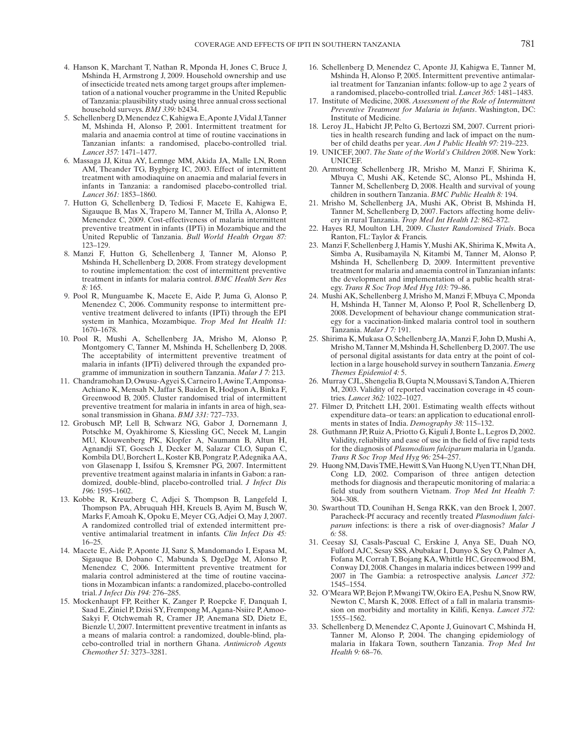4. Hanson K, Marchant T, Nathan R, Mponda H, Jones C, Bruce J, Mshinda H, Armstrong J, 2009. Household ownership and use of insecticide treated nets among target groups after implementation of a national voucher programme in the United Republic of Tanzania: plausibility study using three annual cross sectional household surveys. *BMJ 339:* b2434.
5. Schellenberg D, Menendez C, Kahigwa E, Aponte J, Vidal J, Tanner M, Mshinda H, Alonso P, 2001. Intermittent treatment for malaria and anaemia control at time of routine vaccinations in Tanzanian infants: a randomised, placebo-controlled trial. *Lancet 357:* 1471–1477.
6. Massaga JJ, Kitua AY, Lemnge MM, Akida JA, Malle LN, Ronn AM, Theander TG, Bygbjerg IC, 2003. Effect of intermittent treatment with amodiaquine on anaemia and malarial fevers in infants in Tanzania: a randomised placebo-controlled trial. *Lancet 361:* 1853–1860.
7. Hutton G, Schellenberg D, Tediosi F, Macete E, Kahigwa E, Sigauque B, Mas X, Trapero M, Tanner M, Trilla A, Alonso P, Menendez C, 2009. Cost-effectiveness of malaria intermittent preventive treatment in infants (IPTi) in Mozambique and the United Republic of Tanzania. *Bull World Health Organ 87:* 123–129.
8. Manzi F, Hutton G, Schellenberg J, Tanner M, Alonso P, Mshinda H, Schellenberg D, 2008. From strategy development to routine implementation: the cost of intermittent preventive treatment in infants for malaria control. *BMC Health Serv Res 8:* 165.
9. Pool R, Munguambe K, Macete E, Aide P, Juma G, Alonso P, Menendez C, 2006. Community response to intermittent preventive treatment delivered to infants (IPTi) through the EPI system in Manhica, Mozambique. *Trop Med Int Health 11:* 1670–1678.
10. Pool R, Mushi A, Schellenberg JA, Mrisho M, Alonso P, Montgomery C, Tanner M, Mshinda H, Schellenberg D, 2008. The acceptability of intermittent preventive treatment of malaria in infants (IPTi) delivered through the expanded programme of immunization in southern Tanzania. *Malar J 7:* 213.
11. Chandramohan D, Owusu-Agyei S, Carneiro I, Awine T, Amponsa-Achiano K, Mensah N, Jaffar S, Baiden R, Hodgson A, Binka F, Greenwood B, 2005. Cluster randomised trial of intermittent preventive treatment for malaria in infants in area of high, seasonal transmission in Ghana. *BMJ 331:* 727–733.
12. Grobusch MP, Lell B, Schwarz NG, Gabor J, Dornemann J, Potschke M, Oyakhirome S, Kiessling GC, Necek M, Langin MU, Klouwenberg PK, Klopfer A, Naumann B, Altun H, Agnandji ST, Goesch J, Decker M, Salazar CLO, Supan C, Kombila DU, Borchert L, Koster KB, Pongratz P, Adegnika AA, von Glasenapp I, Issifou S, Kremsner PG, 2007. Intermittent preventive treatment against malaria in infants in Gabon: a randomized, double-blind, placebo-controlled trial. *J Infect Dis 196:* 1595–1602.
13. Kobbe R, Kreuzberg C, Adjei S, Thompson B, Langefeld I, Thompson PA, Abruquah HH, Kreuels B, Ayim M, Busch W, Marks F, Amoah K, Opoku E, Meyer CG, Adjei O, May J, 2007. A randomized controlled trial of extended intermittent preventive antimalarial treatment in infants. *Clin Infect Dis 45:* 16–25.
14. Macete E, Aide P, Aponte JJ, Sanz S, Mandomando I, Espasa M, Sigauque B, Dobano C, Mabunda S, DgeDge M, Alonso P, Menendez C, 2006. Intermittent preventive treatment for malaria control administered at the time of routine vaccinations in Mozambican infants: a randomized, placebo-controlled trial. *J Infect Dis 194:* 276–285.
15. Mockenhaupt FP, Reither K, Zanger P, Roepcke F, Danquah I, Saad E, Ziniel P, Dzisi SY, Frempong M, Agana-Nsiire P, Amoo-Sakyi F, Otchwemah R, Cramer JP, Anemana SD, Dietz E, Bienzle U, 2007. Intermittent preventive treatment in infants as a means of malaria control: a randomized, double-blind, placebo-controlled trial in northern Ghana. *Antimicrob Agents Chemother 51:* 3273–3281.
16. Schellenberg D, Menendez C, Aponte JJ, Kahigwa E, Tanner M, Mshinda H, Alonso P, 2005. Intermittent preventive antimalarial treatment for Tanzanian infants: follow-up to age 2 years of a randomised, placebo-controlled trial. *Lancet 365:* 1481–1483.
17. Institute of Medicine, 2008. *Assessment of the Role of Intermittent Preventive Treatment for Malaria in Infants*. Washington, DC: Institute of Medicine.
18. Leroy JL, Habicht JP, Pelto G, Bertozzi SM, 2007. Current priorities in health research funding and lack of impact on the number of child deaths per year. *Am J Public Health 97:* 219–223.
19. UNICEF, 2007. *The State of the World's Children 2008*. New York: UNICEF.
20. Armstrong Schellenberg JR, Mrisho M, Manzi F, Shirima K, Mbuya C, Mushi AK, Ketende SC, Alonso PL, Mshinda H, Tanner M, Schellenberg D, 2008. Health and survival of young children in southern Tanzania. *BMC Public Health 8:* 194.
21. Mrisho M, Schellenberg JA, Mushi AK, Obrist B, Mshinda H, Tanner M, Schellenberg D, 2007. Factors affecting home delivery in rural Tanzania. *Trop Med Int Health 12:* 862–872.
22. Hayes RJ, Moulton LH, 2009. *Cluster Randomised Trials*. Boca Ranton, FL: Taylor & Francis.
23. Manzi F, Schellenberg J, Hamis Y, Mushi AK, Shirima K, Mwita A, Simba A, Rusibamayila N, Kitambi M, Tanner M, Alonso P, Mshinda H, Schellenberg D, 2009. Intermittent preventive treatment for malaria and anaemia control in Tanzanian infants: the development and implementation of a public health strategy. *Trans R Soc Trop Med Hyg 103:* 79–86.
24. Mushi AK, Schellenberg J, Mrisho M, Manzi F, Mbuya C, Mponda H, Mshinda H, Tanner M, Alonso P, Pool R, Schellenberg D, 2008. Development of behaviour change communication strategy for a vaccination-linked malaria control tool in southern Tanzania. *Malar J 7:* 191.
25. Shirima K, Mukasa O, Schellenberg JA, Manzi F, John D, Mushi A, Mrisho M, Tanner M, Mshinda H, Schellenberg D, 2007. The use of personal digital assistants for data entry at the point of collection in a large household survey in southern Tanzania. *Emerg Themes Epidemiol 4:* 5.
26. Murray CJL, Shengelia B, Gupta N, Moussavi S, Tandon A, Thieren M, 2003. Validity of reported vaccination coverage in 45 countries. *Lancet 362:* 1022–1027.
27. Filmer D, Pritchett LH, 2001. Estimating wealth effects without expenditure data–or tears: an application to educational enrollments in states of India. *Demography 38:* 115–132.
28. Guthmann JP, Ruiz A, Priotto G, Kiguli J, Bonte L, Legros D, 2002. Validity, reliability and ease of use in the field of five rapid tests for the diagnosis of *Plasmodium falciparum* malaria in Uganda. *Trans R Soc Trop Med Hyg 96:* 254–257.
29. Huong NM, Davis TME, Hewitt S, Van Huong N, Uyen TT, Nhan DH, Cong LD, 2002. Comparison of three antigen detection methods for diagnosis and therapeutic monitoring of malaria: a field study from southern Vietnam. *Trop Med Int Health 7:* 304–308.
30. Swarthout TD, Counihan H, Senga RKK, van den Broek I, 2007. Paracheck-Pf accuracy and recently treated *Plasmodium falciparum* infections: is there a risk of over-diagnosis? *Malar J 6:* 58.
31. Ceesay SJ, Casals-Pascual C, Erskine J, Anya SE, Duah NO, Fulford AJC, Sesay SSS, Abubakar I, Dunyo S, Sey O, Palmer A, Fofana M, Corrah T, Bojang KA, Whittle HC, Greenwood BM, Conway DJ, 2008. Changes in malaria indices between 1999 and 2007 in The Gambia: a retrospective analysis. *Lancet 372:* 1545–1554.
32. O'Meara WP, Bejon P, Mwangi TW, Okiro EA, Peshu N, Snow RW, Newton C, Marsh K, 2008. Effect of a fall in malaria transmission on morbidity and mortality in Kilifi, Kenya. *Lancet 372:* 1555–1562.
33. Schellenberg D, Menendez C, Aponte J, Guinovart C, Mshinda H, Tanner M, Alonso P, 2004. The changing epidemiology of malaria in Ifakara Town, southern Tanzania. *Trop Med Int Health 9:* 68–76.